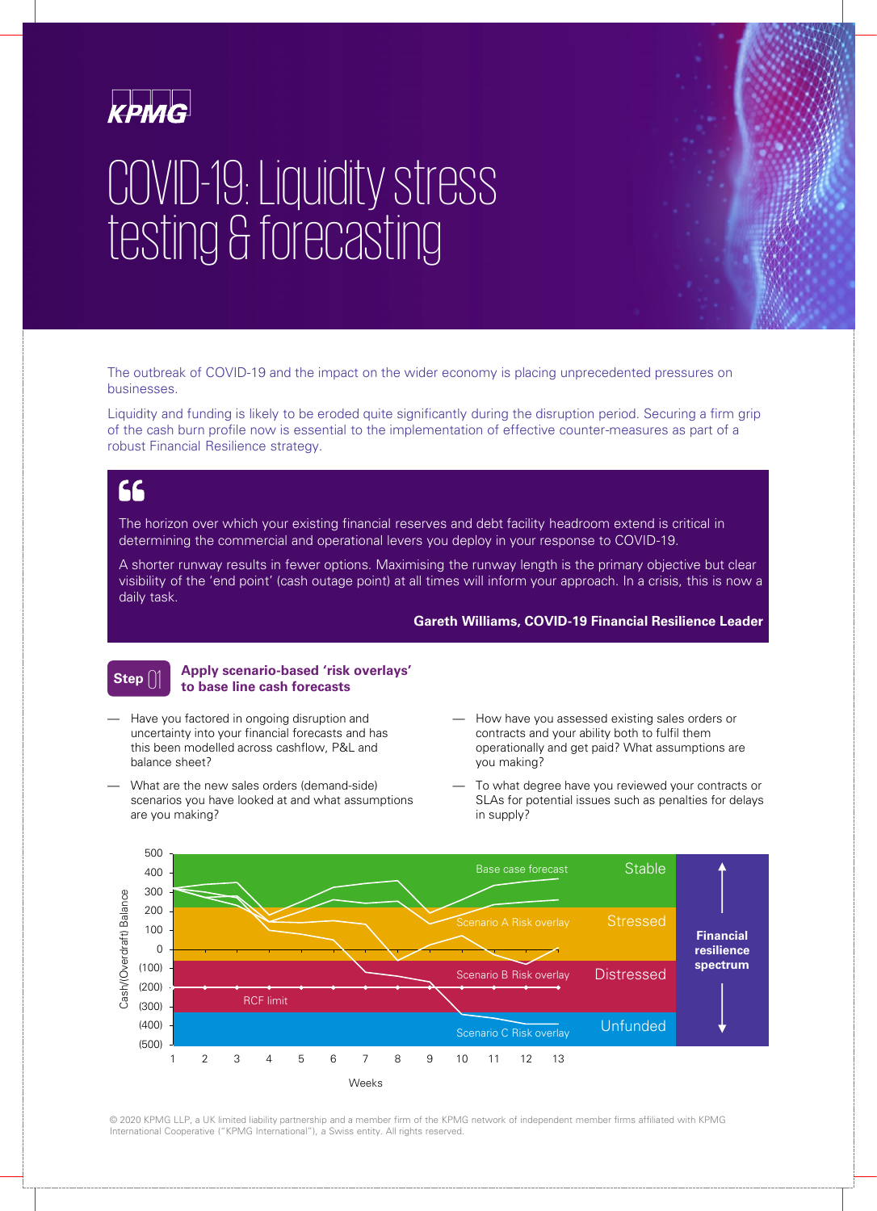KPMG

# COVID-19: Liquidity stress testing & forecasting

The outbreak of COVID-19 and the impact on the wider economy is placing unprecedented pressures on businesses.

Liquidity and funding is likely to be eroded quite significantly during the disruption period. Securing a firm grip of the cash burn profile now is essential to the implementation of effective counter-measures as part of a robust Financial Resilience strategy.

> The horizon over which your existing financial reserves and debt facility headroom extend is critical in determining the commercial and operational levers you deploy in your response to COVID-19.
>
> A shorter runway results in fewer options. Maximising the runway length is the primary objective but clear visibility of the 'end point' (cash outage point) at all times will inform your approach. In a crisis, this is now a daily task.
>
> **Gareth Williams, COVID-19 Financial Resilience Leader**

## Step 01 Apply scenario-based 'risk overlays' to base line cash forecasts

- Have you factored in ongoing disruption and uncertainty into your financial forecasts and has this been modelled across cashflow, P&L and balance sheet?
- What are the new sales orders (demand-side) scenarios you have looked at and what assumptions are you making?
- How have you assessed existing sales orders or contracts and your ability both to fulfil them operationally and get paid? What assumptions are you making?
- To what degree have you reviewed your contracts or SLAs for potential issues such as penalties for delays in supply?

Cash/(Overdraft) Balance: 500, 400, 300, 200, 100, 0, (100), (200), (300), (400), (500)

Weeks: 1, 2, 3, 4, 5, 6, 7, 8, 9, 10, 11, 12, 13

Base case forecast

Scenario A Risk overlay

Scenario B Risk overlay

RCF limit

Scenario C Risk overlay

Stable

Stressed

Distressed

Unfunded

Financial resilience spectrum

© 2020 KPMG LLP, a UK limited liability partnership and a member firm of the KPMG network of independent member firms affiliated with KPMG International Cooperative ("KPMG International"), a Swiss entity. All rights reserved.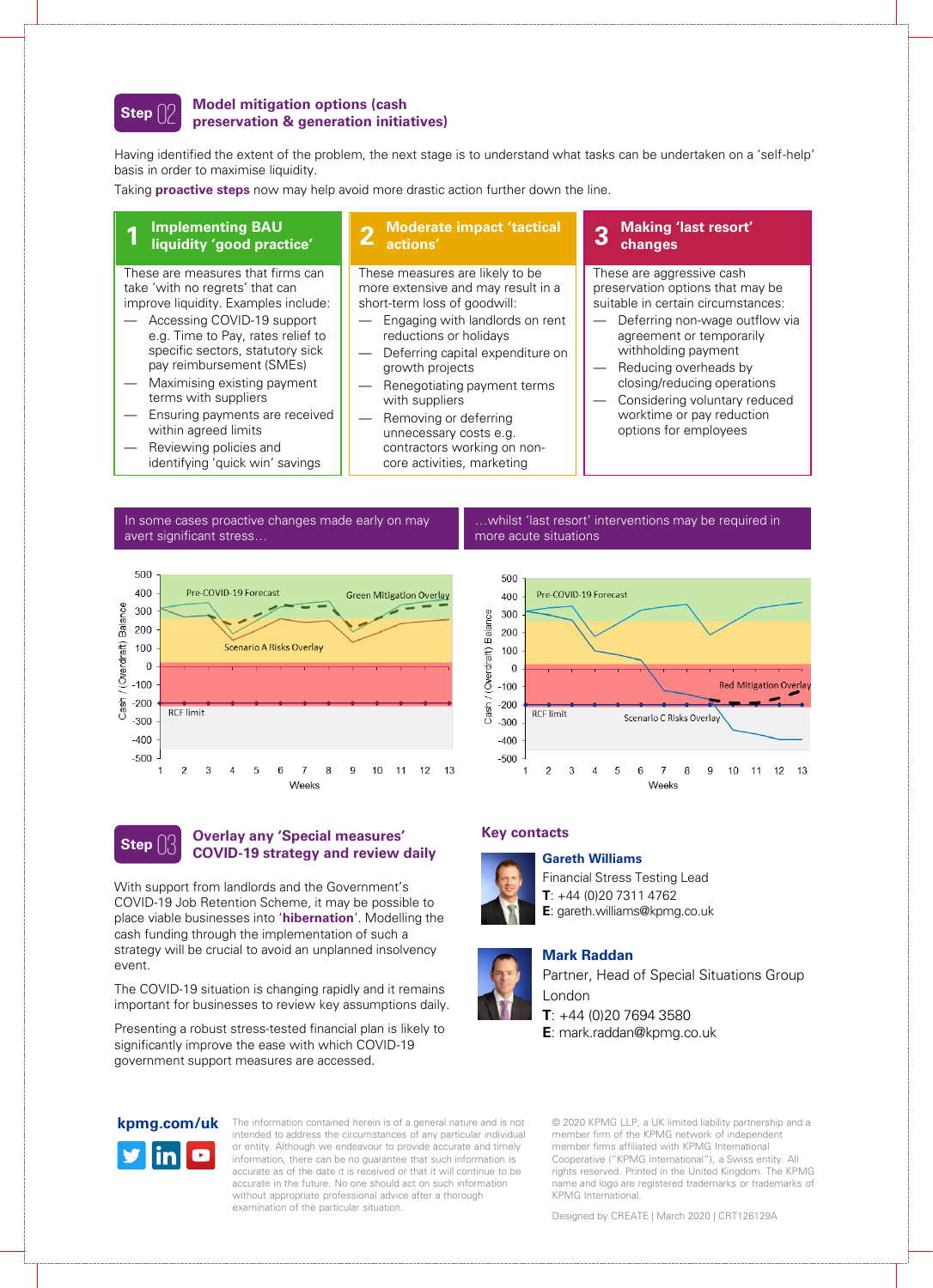## Step 02 Model mitigation options (cash preservation & generation initiatives)

Having identified the extent of the problem, the next stage is to understand what tasks can be undertaken on a 'self-help' basis in order to maximise liquidity.

Taking **proactive steps** now may help avoid more drastic action further down the line.

### 1 Implementing BAU liquidity 'good practice'

These are measures that firms can take 'with no regrets' that can improve liquidity. Examples include:

- Accessing COVID-19 support e.g. Time to Pay, rates relief to specific sectors, statutory sick pay reimbursement (SMEs)
- Maximising existing payment terms with suppliers
- Ensuring payments are received within agreed limits
- Reviewing policies and identifying 'quick win' savings

### 2 Moderate impact 'tactical actions'

These measures are likely to be more extensive and may result in a short-term loss of goodwill:

- Engaging with landlords on rent reductions or holidays
- Deferring capital expenditure on growth projects
- Renegotiating payment terms with suppliers
- Removing or deferring unnecessary costs e.g. contractors working on non-core activities, marketing

### 3 Making 'last resort' changes

These are aggressive cash preservation options that may be suitable in certain circumstances:

- Deferring non-wage outflow via agreement or temporarily withholding payment
- Reducing overheads by closing/reducing operations
- Considering voluntary reduced worktime or pay reduction options for employees

In some cases proactive changes made early on may avert significant stress…

Cash / (Overdraft) Balance
500
400
300
200
100
0
-100
-200
-300
-400
-500
Pre-COVID-19 Forecast
Green Mitigation Overlay
Scenario A Risks Overlay
RCF limit
1 2 3 4 5 6 7 8 9 10 11 12 13
Weeks

…whilst 'last resort' interventions may be required in more acute situations

Cash / (Overdraft) Balance
500
400
300
200
100
0
-100
-200
-300
-400
-500
Pre-COVID-19 Forecast
Red Mitigation Overlay
RCF limit
Scenario C Risks Overlay
1 2 3 4 5 6 7 8 9 10 11 12 13
Weeks

## Step 03 Overlay any 'Special measures' COVID-19 strategy and review daily

With support from landlords and the Government's COVID-19 Job Retention Scheme, it may be possible to place viable businesses into '**hibernation**'. Modelling the cash funding through the implementation of such a strategy will be crucial to avoid an unplanned insolvency event.

The COVID-19 situation is changing rapidly and it remains important for businesses to review key assumptions daily.

Presenting a robust stress-tested financial plan is likely to significantly improve the ease with which COVID-19 government support measures are accessed.

## Key contacts

**Gareth Williams**
Financial Stress Testing Lead
**T**: +44 (0)20 7311 4762
**E**: gareth.williams@kpmg.co.uk

**Mark Raddan**
Partner, Head of Special Situations Group London
**T**: +44 (0)20 7694 3580
**E**: mark.raddan@kpmg.co.uk

**kpmg.com/uk**

The information contained herein is of a general nature and is not intended to address the circumstances of any particular individual or entity. Although we endeavour to provide accurate and timely information, there can be no guarantee that such information is accurate as of the date it is received or that it will continue to be accurate in the future. No one should act on such information without appropriate professional advice after a thorough examination of the particular situation.

© 2020 KPMG LLP, a UK limited liability partnership and a member firm of the KPMG network of independent member firms affiliated with KPMG International Cooperative ("KPMG International"), a Swiss entity. All rights reserved. Printed in the United Kingdom. The KPMG name and logo are registered trademarks or trademarks of KPMG International.

Designed by CREATE | March 2020 | CRT126129A